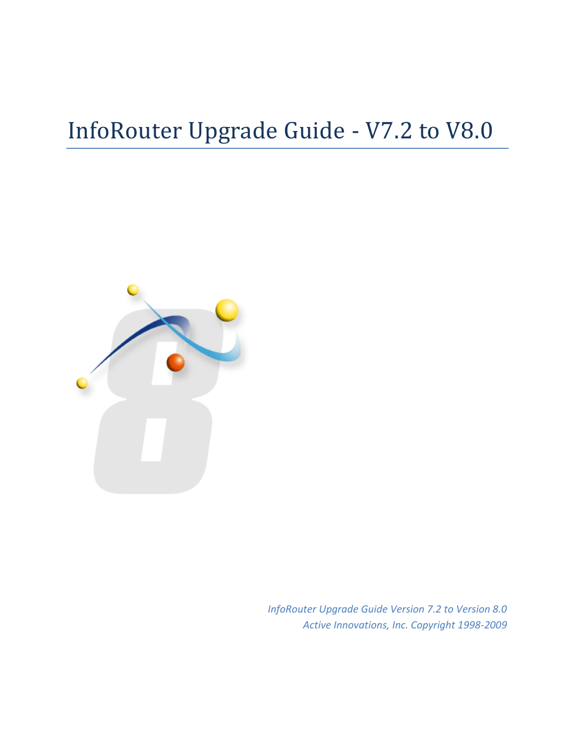# InfoRouter Upgrade Guide - V7.2 to V8.0

*InfoRouter Upgrade Guide Version 7.2 to Version 8.0*
*Active Innovations, Inc. Copyright 1998-2009*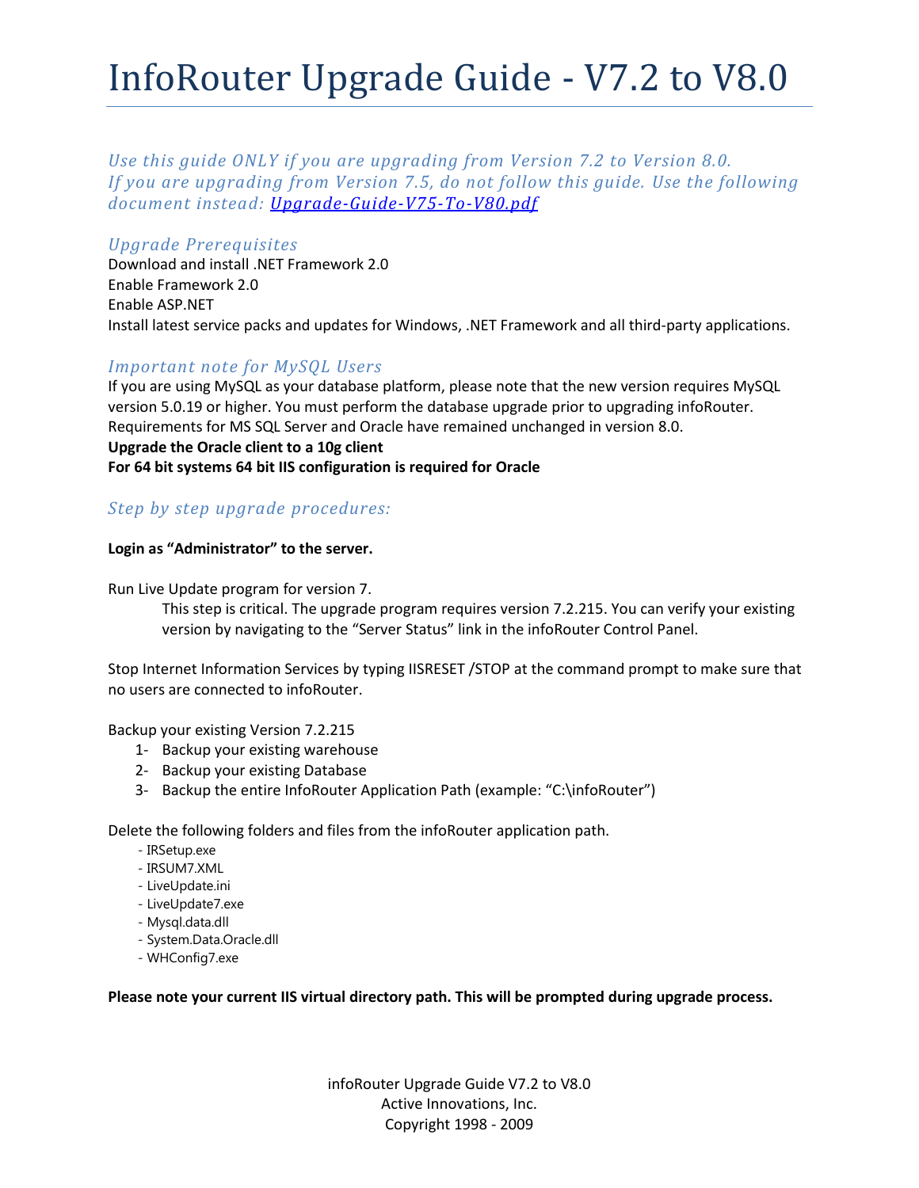# InfoRouter Upgrade Guide - V7.2 to V8.0

*Use this guide ONLY if you are upgrading from Version 7.2 to Version 8.0.*
*If you are upgrading from Version 7.5, do not follow this guide. Use the following document instead: [Upgrade-Guide-V75-To-V80.pdf]()*

### *Upgrade Prerequisites*

Download and install .NET Framework 2.0
Enable Framework 2.0
Enable ASP.NET
Install latest service packs and updates for Windows, .NET Framework and all third-party applications.

### *Important note for MySQL Users*

If you are using MySQL as your database platform, please note that the new version requires MySQL version 5.0.19 or higher. You must perform the database upgrade prior to upgrading infoRouter.
Requirements for MS SQL Server and Oracle have remained unchanged in version 8.0.
**Upgrade the Oracle client to a 10g client**
**For 64 bit systems 64 bit IIS configuration is required for Oracle**

### *Step by step upgrade procedures:*

**Login as "Administrator" to the server.**

Run Live Update program for version 7.

> This step is critical. The upgrade program requires version 7.2.215. You can verify your existing version by navigating to the "Server Status" link in the infoRouter Control Panel.

Stop Internet Information Services by typing IISRESET /STOP at the command prompt to make sure that no users are connected to infoRouter.

Backup your existing Version 7.2.215

1- Backup your existing warehouse
2- Backup your existing Database
3- Backup the entire InfoRouter Application Path (example: "C:\infoRouter")

Delete the following folders and files from the infoRouter application path.

- IRSetup.exe
- IRSUM7.XML
- LiveUpdate.ini
- LiveUpdate7.exe
- Mysql.data.dll
- System.Data.Oracle.dll
- WHConfig7.exe

**Please note your current IIS virtual directory path. This will be prompted during upgrade process.**

infoRouter Upgrade Guide V7.2 to V8.0
Active Innovations, Inc.
Copyright 1998 - 2009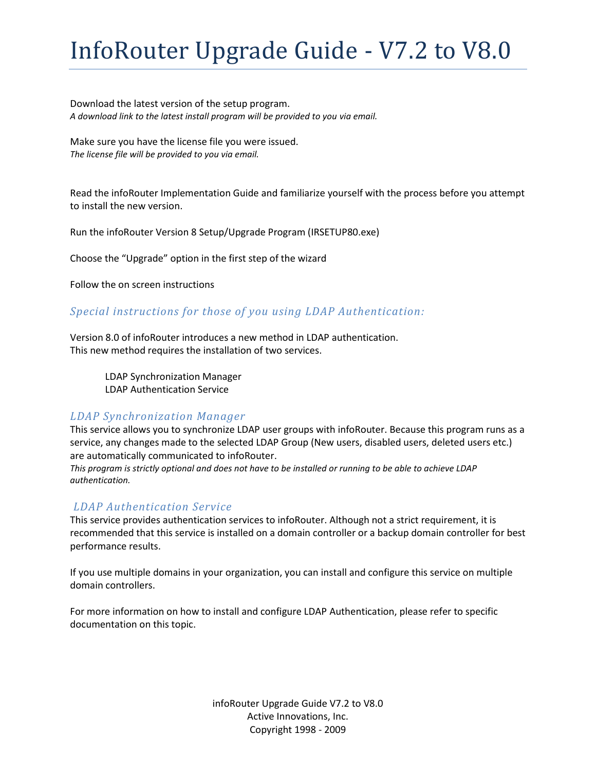# InfoRouter Upgrade Guide - V7.2 to V8.0

Download the latest version of the setup program.
*A download link to the latest install program will be provided to you via email.*

Make sure you have the license file you were issued.
*The license file will be provided to you via email.*

Read the infoRouter Implementation Guide and familiarize yourself with the process before you attempt to install the new version.

Run the infoRouter Version 8 Setup/Upgrade Program (IRSETUP80.exe)

Choose the "Upgrade" option in the first step of the wizard

Follow the on screen instructions

## *Special instructions for those of you using LDAP Authentication:*

Version 8.0 of infoRouter introduces a new method in LDAP authentication.
This new method requires the installation of two services.

LDAP Synchronization Manager
LDAP Authentication Service

### *LDAP Synchronization Manager*

This service allows you to synchronize LDAP user groups with infoRouter. Because this program runs as a service, any changes made to the selected LDAP Group (New users, disabled users, deleted users etc.) are automatically communicated to infoRouter.
*This program is strictly optional and does not have to be installed or running to be able to achieve LDAP authentication.*

### *LDAP Authentication Service*

This service provides authentication services to infoRouter. Although not a strict requirement, it is recommended that this service is installed on a domain controller or a backup domain controller for best performance results.

If you use multiple domains in your organization, you can install and configure this service on multiple domain controllers.

For more information on how to install and configure LDAP Authentication, please refer to specific documentation on this topic.